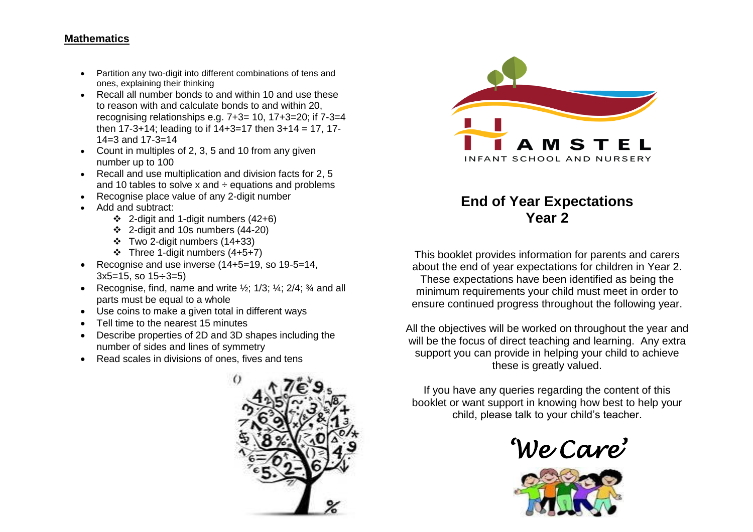## Mathematics

- Partition any two-digit into different combinations of tens and ones, explaining their thinking
- Recall all number bonds to and within 10 and use these to reason with and calculate bonds to and within 20, recognising relationships e.g. 7+3= 10, 17+3=20; if 7-3=4 then 17-3+14; leading to if 14+3=17 then 3+14 = 17, 17-14=3 and 17-3=14
- Count in multiples of 2, 3, 5 and 10 from any given number up to 100
- Recall and use multiplication and division facts for 2, 5 and 10 tables to solve x and ÷ equations and problems
- Recognise place value of any 2-digit number
- Add and subtract:
    - 2-digit and 1-digit numbers (42+6)
    - 2-digit and 10s numbers (44-20)
    - Two 2-digit numbers (14+33)
    - Three 1-digit numbers (4+5+7)
- Recognise and use inverse (14+5=19, so 19-5=14, 3x5=15, so 15÷3=5)
- Recognise, find, name and write ½; 1/3; ¼; 2/4; ¾ and all parts must be equal to a whole
- Use coins to make a given total in different ways
- Tell time to the nearest 15 minutes
- Describe properties of 2D and 3D shapes including the number of sides and lines of symmetry
- Read scales in divisions of ones, fives and tens

HAMSTEL

INFANT SCHOOL AND NURSERY

# End of Year Expectations Year 2

This booklet provides information for parents and carers about the end of year expectations for children in Year 2. These expectations have been identified as being the minimum requirements your child must meet in order to ensure continued progress throughout the following year.

All the objectives will be worked on throughout the year and will be the focus of direct teaching and learning. Any extra support you can provide in helping your child to achieve these is greatly valued.

If you have any queries regarding the content of this booklet or want support in knowing how best to help your child, please talk to your child's teacher.

*'We Care'*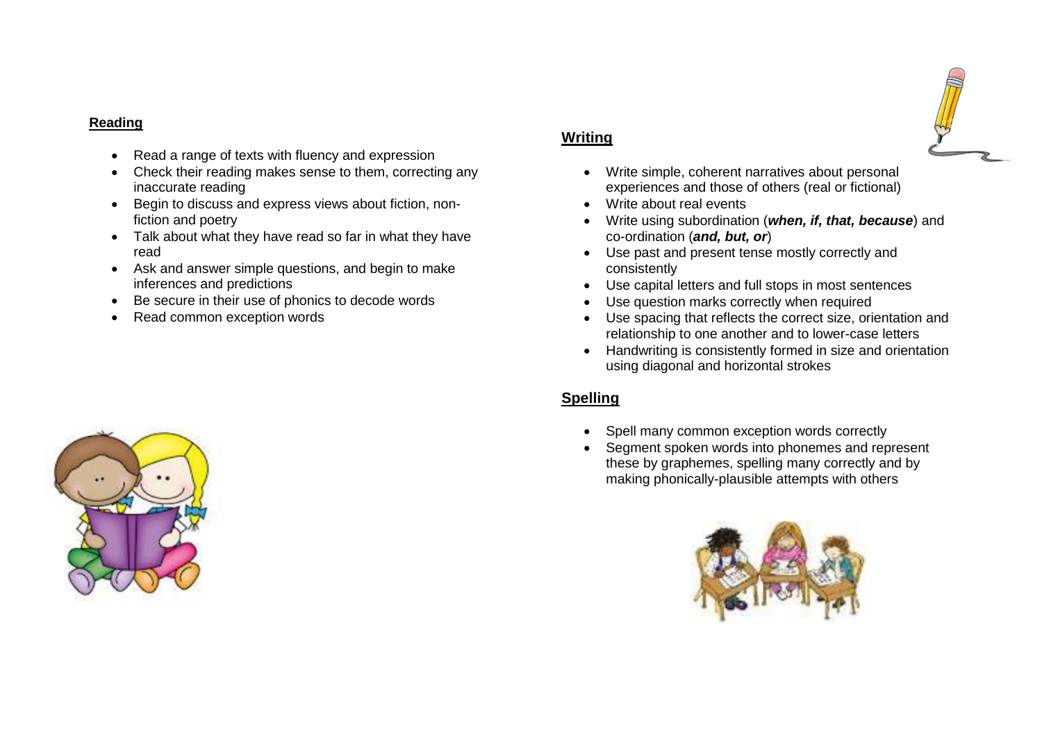## Reading

- Read a range of texts with fluency and expression
- Check their reading makes sense to them, correcting any inaccurate reading
- Begin to discuss and express views about fiction, non-fiction and poetry
- Talk about what they have read so far in what they have read
- Ask and answer simple questions, and begin to make inferences and predictions
- Be secure in their use of phonics to decode words
- Read common exception words

## Writing

- Write simple, coherent narratives about personal experiences and those of others (real or fictional)
- Write about real events
- Write using subordination (***when, if, that, because***) and co-ordination (***and, but, or***)
- Use past and present tense mostly correctly and consistently
- Use capital letters and full stops in most sentences
- Use question marks correctly when required
- Use spacing that reflects the correct size, orientation and relationship to one another and to lower-case letters
- Handwriting is consistently formed in size and orientation using diagonal and horizontal strokes

## Spelling

- Spell many common exception words correctly
- Segment spoken words into phonemes and represent these by graphemes, spelling many correctly and by making phonically-plausible attempts with others